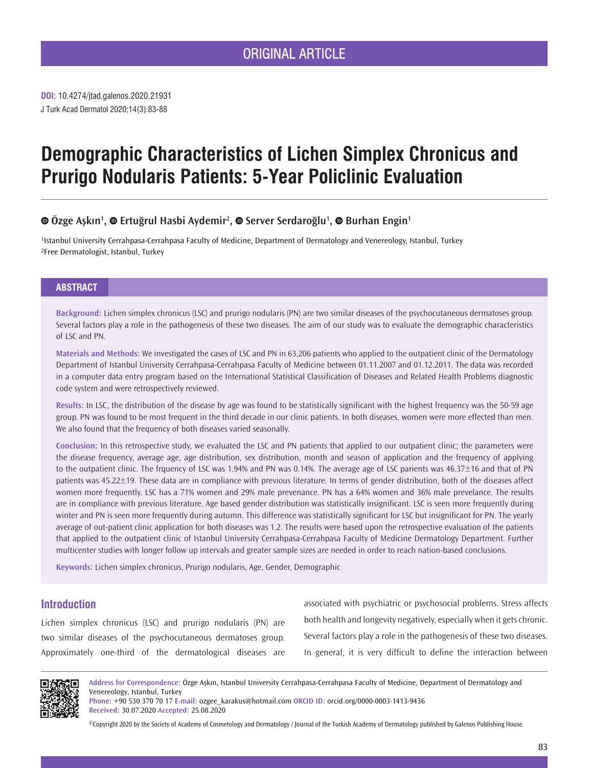ORIGINAL ARTICLE

**DOI:** 10.4274/jtad.galenos.2020.21931
J Turk Acad Dermatol 2020;14(3):83-88

# Demographic Characteristics of Lichen Simplex Chronicus and Prurigo Nodularis Patients: 5-Year Policlinic Evaluation

**Özge Aşkın[1], Ertuğrul Hasbi Aydemir[2], Server Serdaroğlu[1], Burhan Engin[1]**

[1]Istanbul University Cerrahpasa-Cerrahpasa Faculty of Medicine, Department of Dermatology and Venereology, Istanbul, Turkey
[2]Free Dermatologist, Istanbul, Turkey

## ABSTRACT

**Background:** Lichen simplex chronicus (LSC) and prurigo nodularis (PN) are two similar diseases of the psychocutaneous dermatoses group. Several factors play a role in the pathogenesis of these two diseases. The aim of our study was to evaluate the demographic characteristics of LSC and PN.

**Materials and Methods:** We investigated the cases of LSC and PN in 63,206 patients who applied to the outpatient clinic of the Dermatology Department of Istanbul University Cerrahpasa-Cerrahpasa Faculty of Medicine between 01.11.2007 and 01.12.2011. The data was recorded in a computer data entry program based on the International Statistical Classification of Diseases and Related Health Problems diagnostic code system and were retrospectively reviewed.

**Results:** In LSC, the distribution of the disease by age was found to be statistically significant with the highest frequency was the 50-59 age group. PN was found to be most frequent in the third decade in our clinic patients. In both diseases, women were more effected than men. We also found that the frequency of both diseases varied seasonally.

**Conclusion:** In this retrospective study, we evaluated the LSC and PN patients that applied to our outpatient clinic; the parameters were the disease frequency, average age, age distribution, sex distribution, month and season of application and the frequency of applying to the outpatient clinic. The frquency of LSC was 1.94% and PN was 0.14%. The average age of LSC parients was 46.37±16 and that of PN patients was 45.22±19. These data are in compliance with previous literature. In terms of gender distribution, both of the diseases affect women more frequently. LSC has a 71% women and 29% male prevenance. PN has a 64% women and 36% male prevelance. The results are in compliance with previous literature. Age based gender distribution was statistically insignificant. LSC is seen more frequently during winter and PN is seen more frequently during autumn. This difference was statistically significant for LSC but insignificant for PN. The yearly average of out-patient clinic application for both diseases was 1.2. The results were based upon the retrospective evaluation of the patients that applied to the outpatient clinic of Istanbul University Cerrahpasa-Cerrahpasa Faculty of Medicine Dermatology Department. Further multicenter studies with longer follow up intervals and greater sample sizes are needed in order to reach nation-based conclusions.

**Keywords:** Lichen simplex chronicus, Prurigo nodularis, Age, Gender, Demographic

## Introduction

Lichen simplex chronicus (LSC) and prurigo nodularis (PN) are two similar diseases of the psychocutaneous dermatoses group. Approximately one-third of the dermatological diseases are associated with psychiatric or psychosocial problems. Stress affects both health and longevity negatively, especially when it gets chronic. Several factors play a role in the pathogenesis of these two diseases. In general, it is very difficult to define the interaction between

**Address for Correspondence:** Özge Aşkın, Istanbul University Cerrahpasa-Cerrahpasa Faculty of Medicine, Department of Dermatology and Venereology, Istanbul, Turkey
**Phone:** +90 530 370 70 17 **E-mail:** ozgee_karakus@hotmail.com **ORCID ID:** orcid.org/0000-0003-1413-9436
**Received:** 30.07.2020 **Accepted:** 25.08.2020

©Copyright 2020 by the Society of Academy of Cosmetology and Dermatology / Journal of the Turkish Academy of Dermatology published by Galenos Publishing House.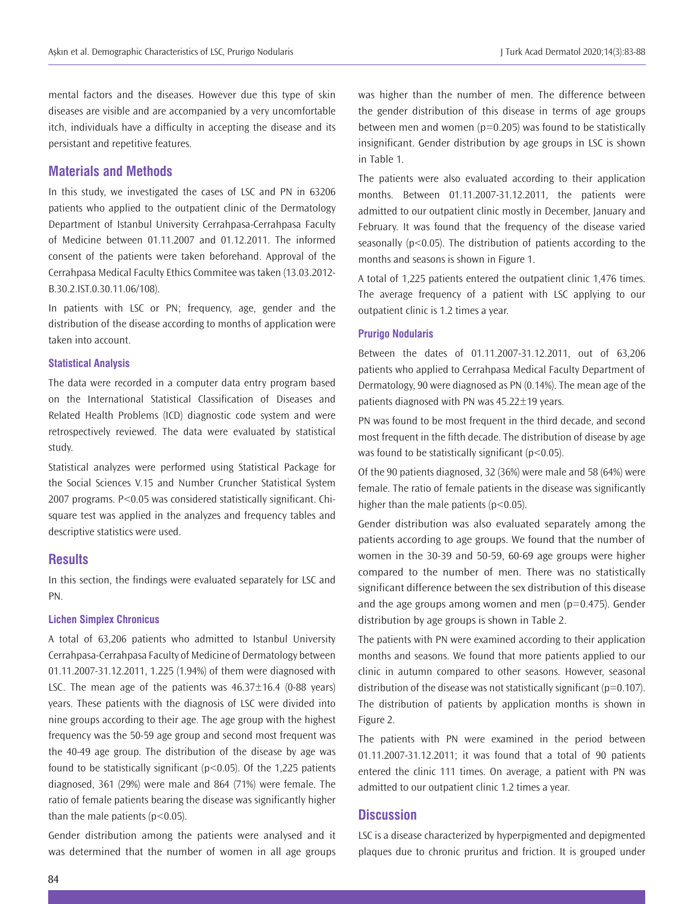mental factors and the diseases. However due this type of skin diseases are visible and are accompanied by a very uncomfortable itch, individuals have a difficulty in accepting the disease and its persistant and repetitive features.

## Materials and Methods

In this study, we investigated the cases of LSC and PN in 63206 patients who applied to the outpatient clinic of the Dermatology Department of Istanbul University Cerrahpasa-Cerrahpasa Faculty of Medicine between 01.11.2007 and 01.12.2011. The informed consent of the patients were taken beforehand. Approval of the Cerrahpasa Medical Faculty Ethics Commitee was taken (13.03.2012-B.30.2.IST.0.30.11.06/108).

In patients with LSC or PN; frequency, age, gender and the distribution of the disease according to months of application were taken into account.

### Statistical Analysis

The data were recorded in a computer data entry program based on the International Statistical Classification of Diseases and Related Health Problems (ICD) diagnostic code system and were retrospectively reviewed. The data were evaluated by statistical study.

Statistical analyzes were performed using Statistical Package for the Social Sciences V.15 and Number Cruncher Statistical System 2007 programs. $P<0.05$ was considered statistically significant. Chi-square test was applied in the analyzes and frequency tables and descriptive statistics were used.

## Results

In this section, the findings were evaluated separately for LSC and PN.

### Lichen Simplex Chronicus

A total of 63,206 patients who admitted to Istanbul University Cerrahpasa-Cerrahpasa Faculty of Medicine of Dermatology between 01.11.2007-31.12.2011, 1.225 (1.94%) of them were diagnosed with LSC. The mean age of the patients was 46.37±16.4 (0-88 years) years. These patients with the diagnosis of LSC were divided into nine groups according to their age. The age group with the highest frequency was the 50-59 age group and second most frequent was the 40-49 age group. The distribution of the disease by age was found to be statistically significant ($p<0.05$). Of the 1,225 patients diagnosed, 361 (29%) were male and 864 (71%) were female. The ratio of female patients bearing the disease was significantly higher than the male patients ($p<0.05$).

Gender distribution among the patients were analysed and it was determined that the number of women in all age groups was higher than the number of men. The difference between the gender distribution of this disease in terms of age groups between men and women ($p=0.205$) was found to be statistically insignificant. Gender distribution by age groups in LSC is shown in Table 1.

The patients were also evaluated according to their application months. Between 01.11.2007-31.12.2011, the patients were admitted to our outpatient clinic mostly in December, January and February. It was found that the frequency of the disease varied seasonally ($p<0.05$). The distribution of patients according to the months and seasons is shown in Figure 1.

A total of 1,225 patients entered the outpatient clinic 1,476 times. The average frequency of a patient with LSC applying to our outpatient clinic is 1.2 times a year.

### Prurigo Nodularis

Between the dates of 01.11.2007-31.12.2011, out of 63,206 patients who applied to Cerrahpasa Medical Faculty Department of Dermatology, 90 were diagnosed as PN (0.14%). The mean age of the patients diagnosed with PN was 45.22±19 years.

PN was found to be most frequent in the third decade, and second most frequent in the fifth decade. The distribution of disease by age was found to be statistically significant ($p<0.05$).

Of the 90 patients diagnosed, 32 (36%) were male and 58 (64%) were female. The ratio of female patients in the disease was significantly higher than the male patients ($p<0.05$).

Gender distribution was also evaluated separately among the patients according to age groups. We found that the number of women in the 30-39 and 50-59, 60-69 age groups were higher compared to the number of men. There was no statistically significant difference between the sex distribution of this disease and the age groups among women and men ($p=0.475$). Gender distribution by age groups is shown in Table 2.

The patients with PN were examined according to their application months and seasons. We found that more patients applied to our clinic in autumn compared to other seasons. However, seasonal distribution of the disease was not statistically significant ($p=0.107$). The distribution of patients by application months is shown in Figure 2.

The patients with PN were examined in the period between 01.11.2007-31.12.2011; it was found that a total of 90 patients entered the clinic 111 times. On average, a patient with PN was admitted to our outpatient clinic 1.2 times a year.

## Discussion

LSC is a disease characterized by hyperpigmented and depigmented plaques due to chronic pruritus and friction. It is grouped under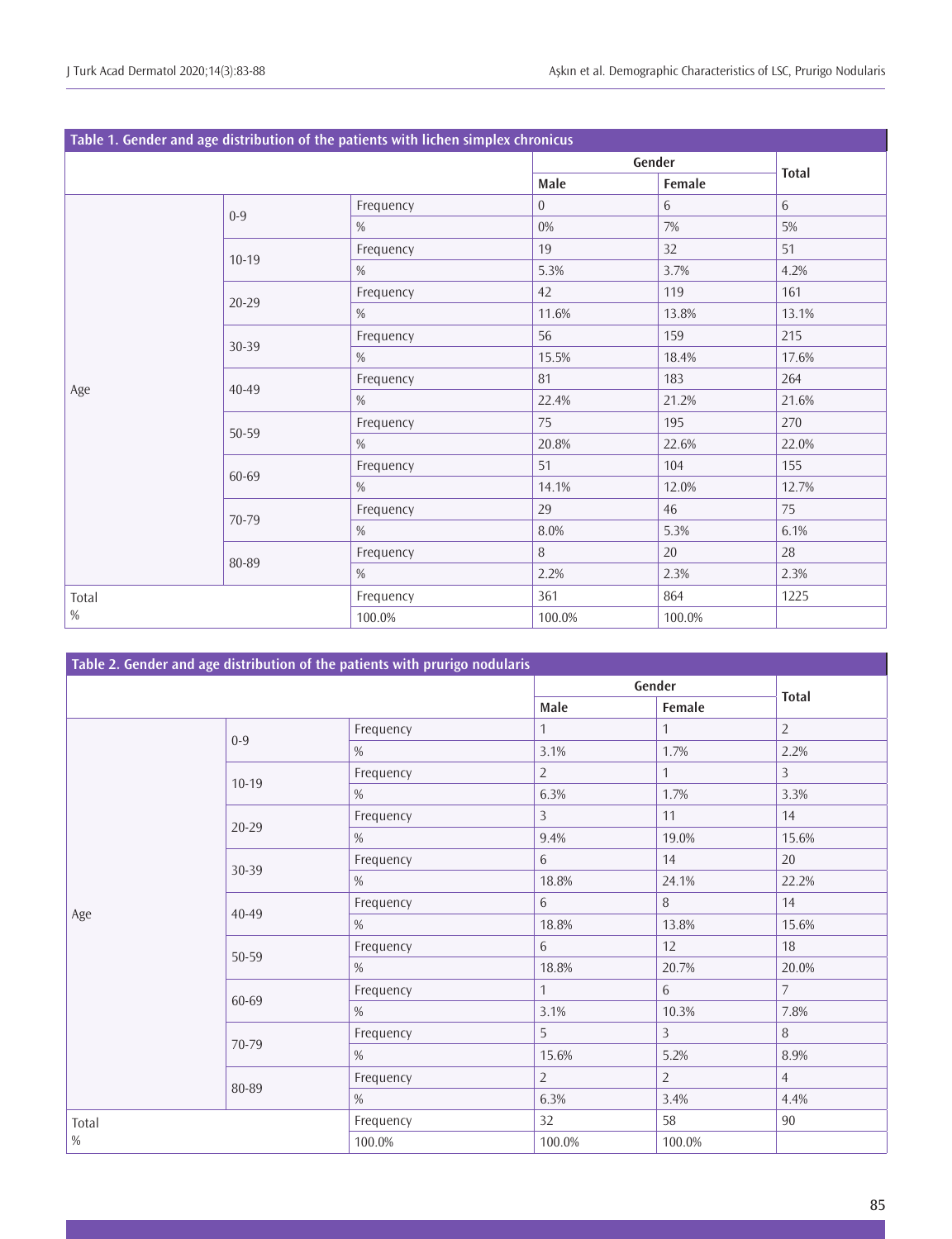**Table 1. Gender and age distribution of the patients with lichen simplex chronicus**

| | | | Gender | | Total |
|---|---|---|---|---|---|
| | | | Male | Female | |
| Age | 0-9 | Frequency | 0 | 6 | 6 |
| | | % | 0% | 7% | 5% |
| | 10-19 | Frequency | 19 | 32 | 51 |
| | | % | 5.3% | 3.7% | 4.2% |
| | 20-29 | Frequency | 42 | 119 | 161 |
| | | % | 11.6% | 13.8% | 13.1% |
| | 30-39 | Frequency | 56 | 159 | 215 |
| | | % | 15.5% | 18.4% | 17.6% |
| | 40-49 | Frequency | 81 | 183 | 264 |
| | | % | 22.4% | 21.2% | 21.6% |
| | 50-59 | Frequency | 75 | 195 | 270 |
| | | % | 20.8% | 22.6% | 22.0% |
| | 60-69 | Frequency | 51 | 104 | 155 |
| | | % | 14.1% | 12.0% | 12.7% |
| | 70-79 | Frequency | 29 | 46 | 75 |
| | | % | 8.0% | 5.3% | 6.1% |
| | 80-89 | Frequency | 8 | 20 | 28 |
| | | % | 2.2% | 2.3% | 2.3% |
| Total | | Frequency | 361 | 864 | 1225 |
| % | | 100.0% | 100.0% | 100.0% | |

**Table 2. Gender and age distribution of the patients with prurigo nodularis**

| | | | Gender | | Total |
|---|---|---|---|---|---|
| | | | Male | Female | |
| Age | 0-9 | Frequency | 1 | 1 | 2 |
| | | % | 3.1% | 1.7% | 2.2% |
| | 10-19 | Frequency | 2 | 1 | 3 |
| | | % | 6.3% | 1.7% | 3.3% |
| | 20-29 | Frequency | 3 | 11 | 14 |
| | | % | 9.4% | 19.0% | 15.6% |
| | 30-39 | Frequency | 6 | 14 | 20 |
| | | % | 18.8% | 24.1% | 22.2% |
| | 40-49 | Frequency | 6 | 8 | 14 |
| | | % | 18.8% | 13.8% | 15.6% |
| | 50-59 | Frequency | 6 | 12 | 18 |
| | | % | 18.8% | 20.7% | 20.0% |
| | 60-69 | Frequency | 1 | 6 | 7 |
| | | % | 3.1% | 10.3% | 7.8% |
| | 70-79 | Frequency | 5 | 3 | 8 |
| | | % | 15.6% | 5.2% | 8.9% |
| | 80-89 | Frequency | 2 | 2 | 4 |
| | | % | 6.3% | 3.4% | 4.4% |
| Total | | Frequency | 32 | 58 | 90 |
| % | | 100.0% | 100.0% | 100.0% | |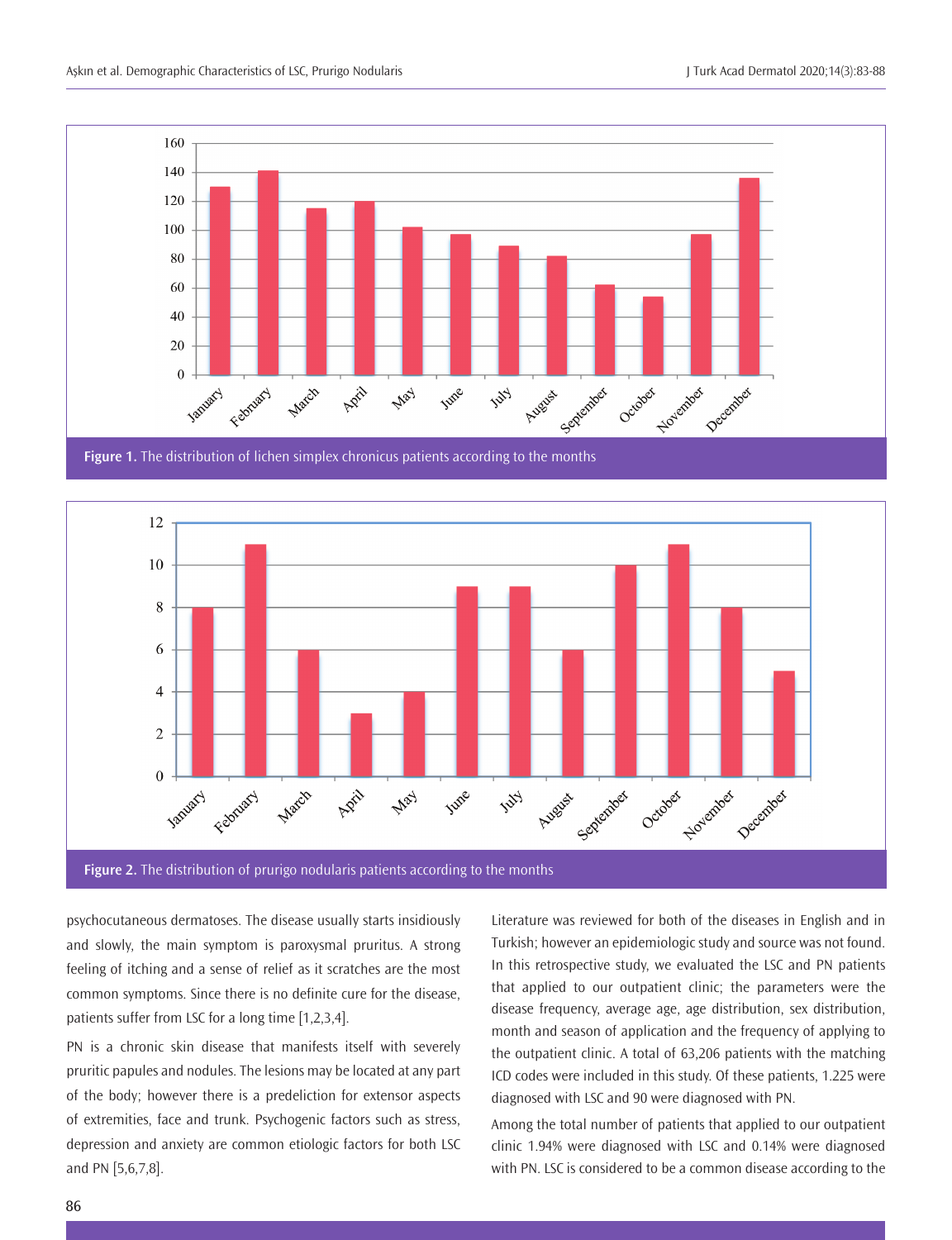Figure 1. The distribution of lichen simplex chronicus patients according to the months

Figure 2. The distribution of prurigo nodularis patients according to the months

psychocutaneous dermatoses. The disease usually starts insidiously and slowly, the main symptom is paroxysmal pruritus. A strong feeling of itching and a sense of relief as it scratches are the most common symptoms. Since there is no definite cure for the disease, patients suffer from LSC for a long time [1,2,3,4].

PN is a chronic skin disease that manifests itself with severely pruritic papules and nodules. The lesions may be located at any part of the body; however there is a predeliction for extensor aspects of extremities, face and trunk. Psychogenic factors such as stress, depression and anxiety are common etiologic factors for both LSC and PN [5,6,7,8].

Literature was reviewed for both of the diseases in English and in Turkish; however an epidemiologic study and source was not found. In this retrospective study, we evaluated the LSC and PN patients that applied to our outpatient clinic; the parameters were the disease frequency, average age, age distribution, sex distribution, month and season of application and the frequency of applying to the outpatient clinic. A total of 63,206 patients with the matching ICD codes were included in this study. Of these patients, 1.225 were diagnosed with LSC and 90 were diagnosed with PN.

Among the total number of patients that applied to our outpatient clinic 1.94% were diagnosed with LSC and 0.14% were diagnosed with PN. LSC is considered to be a common disease according to the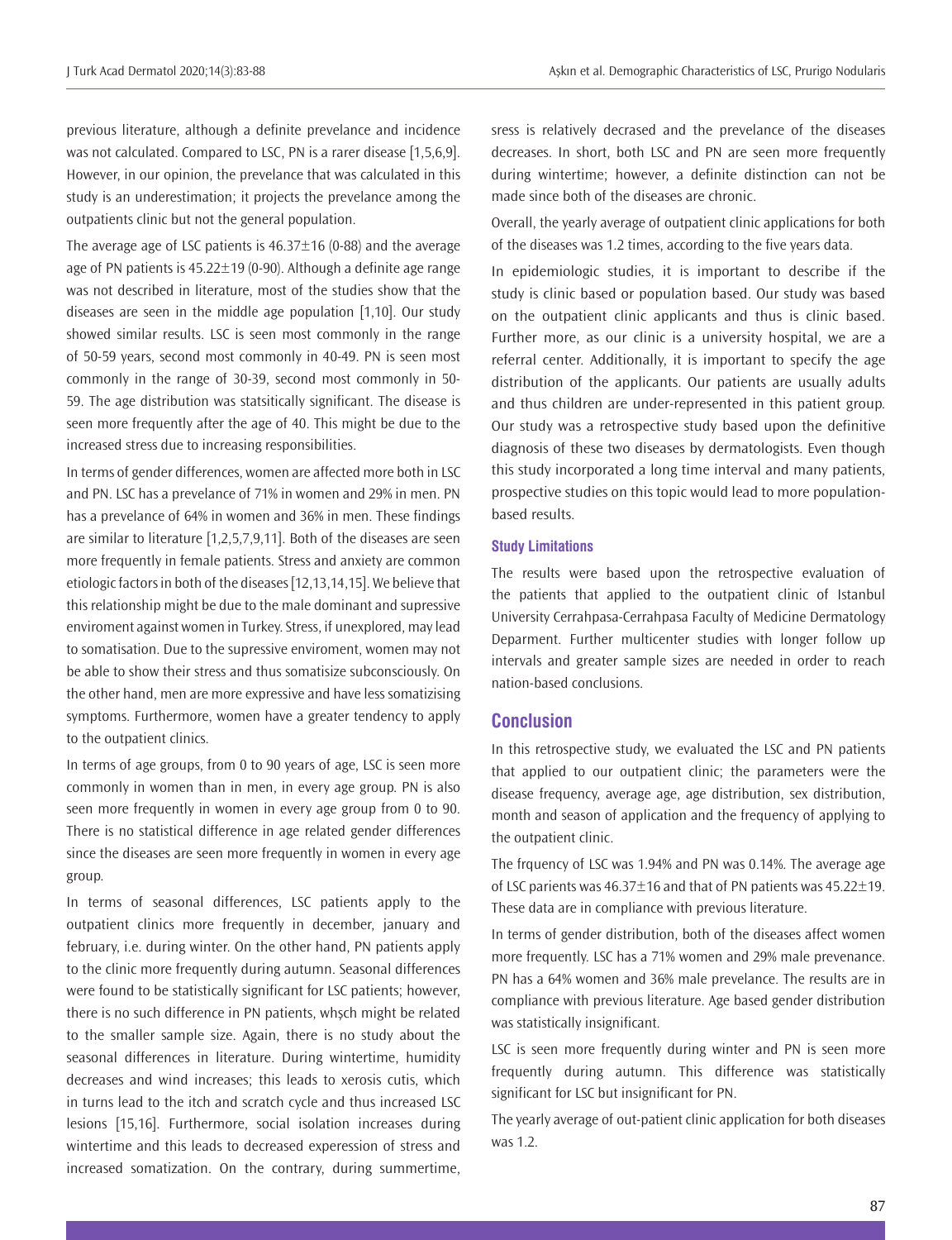previous literature, although a definite prevelance and incidence was not calculated. Compared to LSC, PN is a rarer disease [1,5,6,9]. However, in our opinion, the prevelance that was calculated in this study is an underestimation; it projects the prevelance among the outpatients clinic but not the general population.

The average age of LSC patients is 46.37±16 (0-88) and the average age of PN patients is 45.22±19 (0-90). Although a definite age range was not described in literature, most of the studies show that the diseases are seen in the middle age population [1,10]. Our study showed similar results. LSC is seen most commonly in the range of 50-59 years, second most commonly in 40-49. PN is seen most commonly in the range of 30-39, second most commonly in 50-59. The age distribution was statsitically significant. The disease is seen more frequently after the age of 40. This might be due to the increased stress due to increasing responsibilities.

In terms of gender differences, women are affected more both in LSC and PN. LSC has a prevelance of 71% in women and 29% in men. PN has a prevelance of 64% in women and 36% in men. These findings are similar to literature [1,2,5,7,9,11]. Both of the diseases are seen more frequently in female patients. Stress and anxiety are common etiologic factors in both of the diseases [12,13,14,15]. We believe that this relationship might be due to the male dominant and supressive enviroment against women in Turkey. Stress, if unexplored, may lead to somatisation. Due to the supressive enviroment, women may not be able to show their stress and thus somatisize subconsciously. On the other hand, men are more expressive and have less somatizising symptoms. Furthermore, women have a greater tendency to apply to the outpatient clinics.

In terms of age groups, from 0 to 90 years of age, LSC is seen more commonly in women than in men, in every age group. PN is also seen more frequently in women in every age group from 0 to 90. There is no statistical difference in age related gender differences since the diseases are seen more frequently in women in every age group.

In terms of seasonal differences, LSC patients apply to the outpatient clinics more frequently in december, january and february, i.e. during winter. On the other hand, PN patients apply to the clinic more frequently during autumn. Seasonal differences were found to be statistically significant for LSC patients; however, there is no such difference in PN patients, whşch might be related to the smaller sample size. Again, there is no study about the seasonal differences in literature. During wintertime, humidity decreases and wind increases; this leads to xerosis cutis, which in turns lead to the itch and scratch cycle and thus increased LSC lesions [15,16]. Furthermore, social isolation increases during wintertime and this leads to decreased experession of stress and increased somatization. On the contrary, during summertime, sress is relatively decrased and the prevelance of the diseases decreases. In short, both LSC and PN are seen more frequently during wintertime; however, a definite distinction can not be made since both of the diseases are chronic.

Overall, the yearly average of outpatient clinic applications for both of the diseases was 1.2 times, according to the five years data.

In epidemiologic studies, it is important to describe if the study is clinic based or population based. Our study was based on the outpatient clinic applicants and thus is clinic based. Further more, as our clinic is a university hospital, we are a referral center. Additionally, it is important to specify the age distribution of the applicants. Our patients are usually adults and thus children are under-represented in this patient group. Our study was a retrospective study based upon the definitive diagnosis of these two diseases by dermatologists. Even though this study incorporated a long time interval and many patients, prospective studies on this topic would lead to more population-based results.

### Study Limitations

The results were based upon the retrospective evaluation of the patients that applied to the outpatient clinic of Istanbul University Cerrahpasa-Cerrahpasa Faculty of Medicine Dermatology Deparment. Further multicenter studies with longer follow up intervals and greater sample sizes are needed in order to reach nation-based conclusions.

## Conclusion

In this retrospective study, we evaluated the LSC and PN patients that applied to our outpatient clinic; the parameters were the disease frequency, average age, age distribution, sex distribution, month and season of application and the frequency of applying to the outpatient clinic.

The frquency of LSC was 1.94% and PN was 0.14%. The average age of LSC parients was 46.37±16 and that of PN patients was 45.22±19. These data are in compliance with previous literature.

In terms of gender distribution, both of the diseases affect women more frequently. LSC has a 71% women and 29% male prevenance. PN has a 64% women and 36% male prevelance. The results are in compliance with previous literature. Age based gender distribution was statistically insignificant.

LSC is seen more frequently during winter and PN is seen more frequently during autumn. This difference was statistically significant for LSC but insignificant for PN.

The yearly average of out-patient clinic application for both diseases was 1.2.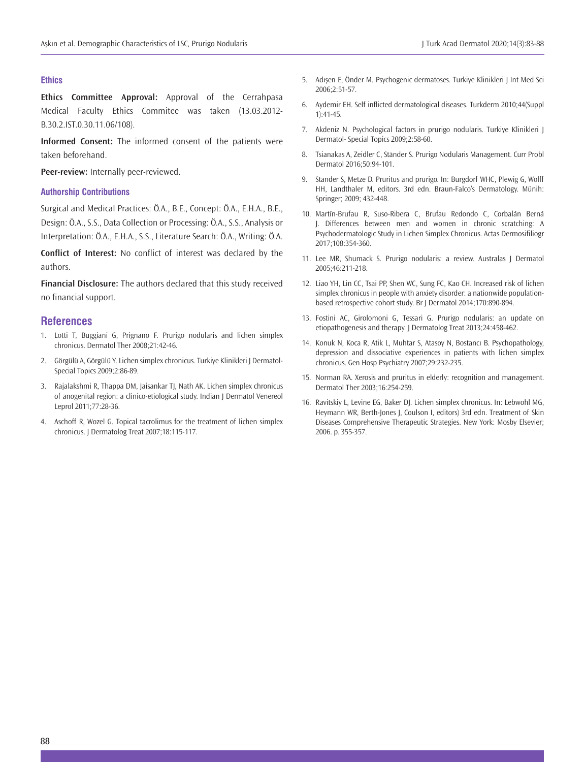### Ethics

**Ethics Committee Approval:** Approval of the Cerrahpasa Medical Faculty Ethics Commitee was taken (13.03.2012-B.30.2.IST.0.30.11.06/108).

**Informed Consent:** The informed consent of the patients were taken beforehand.

**Peer-review:** Internally peer-reviewed.

### Authorship Contributions

Surgical and Medical Practices: Ö.A., B.E., Concept: Ö.A., E.H.A., B.E., Design: Ö.A., S.S., Data Collection or Processing: Ö.A., S.S., Analysis or Interpretation: Ö.A., E.H.A., S.S., Literature Search: Ö.A., Writing: Ö.A.

**Conflict of Interest:** No conflict of interest was declared by the authors.

**Financial Disclosure:** The authors declared that this study received no financial support.

## References

1. Lotti T, Buggiani G, Prignano F. Prurigo nodularis and lichen simplex chronicus. Dermatol Ther 2008;21:42-46.
2. Görgülü A, Görgülü Y. Lichen simplex chronicus. Turkiye Klinikleri J Dermatol-Special Topics 2009;2:86-89.
3. Rajalakshmi R, Thappa DM, Jaisankar TJ, Nath AK. Lichen simplex chronicus of anogenital region: a clinico-etiological study. Indian J Dermatol Venereol Leprol 2011;77:28-36.
4. Aschoff R, Wozel G. Topical tacrolimus for the treatment of lichen simplex chronicus. J Dermatolog Treat 2007;18:115-117.
5. Adışen E, Önder M. Psychogenic dermatoses. Turkiye Klinikleri J Int Med Sci 2006;2:51-57.
6. Aydemir EH. Self inflicted dermatological diseases. Turkderm 2010;44(Suppl 1):41-45.
7. Akdeniz N. Psychological factors in prurigo nodularis. Turkiye Klinikleri J Dermatol- Special Topics 2009;2:58-60.
8. Tsianakas A, Zeidler C, Ständer S. Prurigo Nodularis Management. Curr Probl Dermatol 2016;50:94-101.
9. Stander S, Metze D. Pruritus and prurigo. In: Burgdorf WHC, Plewig G, Wolff HH, Landthaler M, editors. 3rd edn. Braun-Falco's Dermatology. Münih: Springer; 2009; 432-448.
10. Martín-Brufau R, Suso-Ribera C, Brufau Redondo C, Corbalán Berná J. Differences between men and women in chronic scratching: A Psychodermatologic Study in Lichen Simplex Chronicus. Actas Dermosifiliogr 2017;108:354-360.
11. Lee MR, Shumack S. Prurigo nodularis: a review. Australas J Dermatol 2005;46:211-218.
12. Liao YH, Lin CC, Tsai PP, Shen WC, Sung FC, Kao CH. Increased risk of lichen simplex chronicus in people with anxiety disorder: a nationwide population-based retrospective cohort study. Br J Dermatol 2014;170:890-894.
13. Fostini AC, Girolomoni G, Tessari G. Prurigo nodularis: an update on etiopathogenesis and therapy. J Dermatolog Treat 2013;24:458-462.
14. Konuk N, Koca R, Atik L, Muhtar S, Atasoy N, Bostancı B. Psychopathology, depression and dissociative experiences in patients with lichen simplex chronicus. Gen Hosp Psychiatry 2007;29:232-235.
15. Norman RA. Xerosis and pruritus in elderly: recognition and management. Dermatol Ther 2003;16:254-259.
16. Ravitskiy L, Levine EG, Baker DJ. Lichen simplex chronicus. In: Lebwohl MG, Heymann WR, Berth-Jones J, Coulson I, editors) 3rd edn. Treatment of Skin Diseases Comprehensive Therapeutic Strategies. New York: Mosby Elsevier; 2006. p. 355-357.